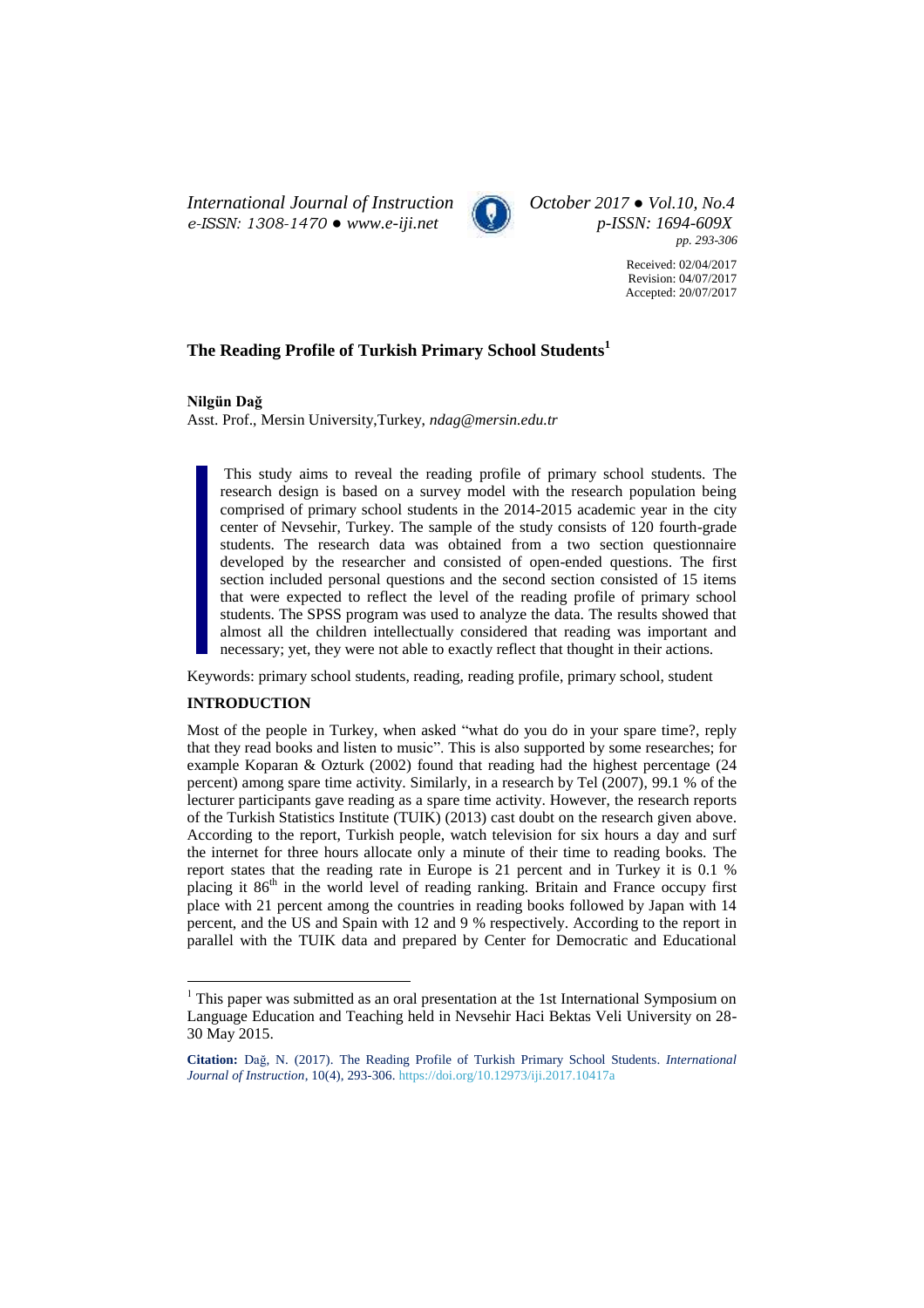Received: 02/04/2017
Revision: 04/07/2017
Accepted: 20/07/2017

# The Reading Profile of Turkish Primary School Students[1]

**Nilgün Dağ**

Asst. Prof., Mersin University,Turkey, *ndag@mersin.edu.tr*

> This study aims to reveal the reading profile of primary school students. The research design is based on a survey model with the research population being comprised of primary school students in the 2014-2015 academic year in the city center of Nevsehir, Turkey. The sample of the study consists of 120 fourth-grade students. The research data was obtained from a two section questionnaire developed by the researcher and consisted of open-ended questions. The first section included personal questions and the second section consisted of 15 items that were expected to reflect the level of the reading profile of primary school students. The SPSS program was used to analyze the data. The results showed that almost all the children intellectually considered that reading was important and necessary; yet, they were not able to exactly reflect that thought in their actions.

Keywords: primary school students, reading, reading profile, primary school, student

## INTRODUCTION

Most of the people in Turkey, when asked "what do you do in your spare time?, reply that they read books and listen to music". This is also supported by some researches; for example Koparan & Ozturk (2002) found that reading had the highest percentage (24 percent) among spare time activity. Similarly, in a research by Tel (2007), 99.1 % of the lecturer participants gave reading as a spare time activity. However, the research reports of the Turkish Statistics Institute (TUIK) (2013) cast doubt on the research given above. According to the report, Turkish people, watch television for six hours a day and surf the internet for three hours allocate only a minute of their time to reading books. The report states that the reading rate in Europe is 21 percent and in Turkey it is 0.1 % placing it 86th in the world level of reading ranking. Britain and France occupy first place with 21 percent among the countries in reading books followed by Japan with 14 percent, and the US and Spain with 12 and 9 % respectively. According to the report in parallel with the TUIK data and prepared by Center for Democratic and Educational

[1] This paper was submitted as an oral presentation at the 1st International Symposium on Language Education and Teaching held in Nevsehir Haci Bektas Veli University on 28-30 May 2015.

**Citation:** Dağ, N. (2017). The Reading Profile of Turkish Primary School Students. *International Journal of Instruction*, 10(4), 293-306. https://doi.org/10.12973/iji.2017.10417a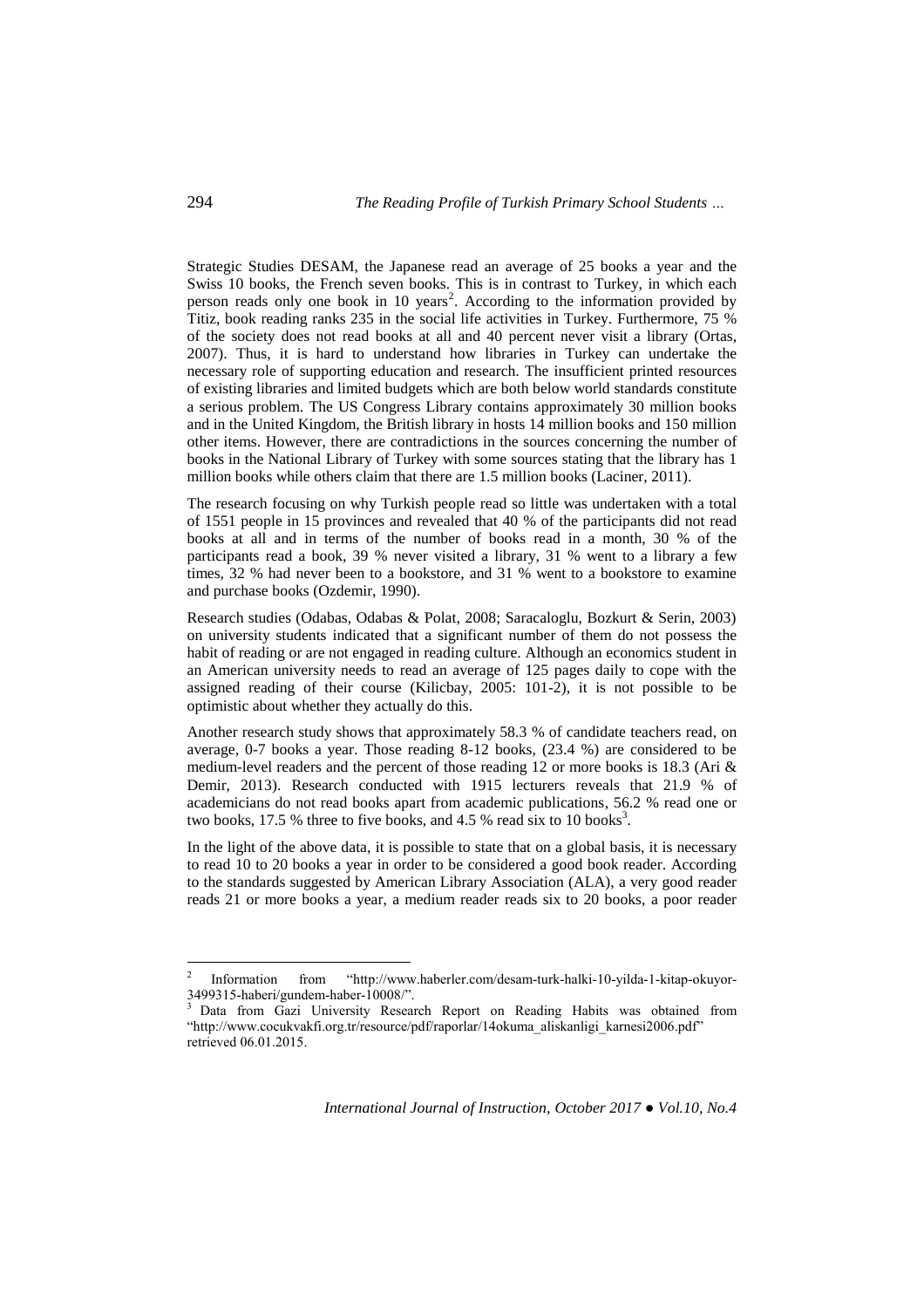Strategic Studies DESAM, the Japanese read an average of 25 books a year and the Swiss 10 books, the French seven books. This is in contrast to Turkey, in which each person reads only one book in 10 years[2]. According to the information provided by Titiz, book reading ranks 235 in the social life activities in Turkey. Furthermore, 75 % of the society does not read books at all and 40 percent never visit a library (Ortas, 2007). Thus, it is hard to understand how libraries in Turkey can undertake the necessary role of supporting education and research. The insufficient printed resources of existing libraries and limited budgets which are both below world standards constitute a serious problem. The US Congress Library contains approximately 30 million books and in the United Kingdom, the British library in hosts 14 million books and 150 million other items. However, there are contradictions in the sources concerning the number of books in the National Library of Turkey with some sources stating that the library has 1 million books while others claim that there are 1.5 million books (Laciner, 2011).

The research focusing on why Turkish people read so little was undertaken with a total of 1551 people in 15 provinces and revealed that 40 % of the participants did not read books at all and in terms of the number of books read in a month, 30 % of the participants read a book, 39 % never visited a library, 31 % went to a library a few times, 32 % had never been to a bookstore, and 31 % went to a bookstore to examine and purchase books (Ozdemir, 1990).

Research studies (Odabas, Odabas & Polat, 2008; Saracaloglu, Bozkurt & Serin, 2003) on university students indicated that a significant number of them do not possess the habit of reading or are not engaged in reading culture. Although an economics student in an American university needs to read an average of 125 pages daily to cope with the assigned reading of their course (Kilicbay, 2005: 101-2), it is not possible to be optimistic about whether they actually do this.

Another research study shows that approximately 58.3 % of candidate teachers read, on average, 0-7 books a year. Those reading 8-12 books, (23.4 %) are considered to be medium-level readers and the percent of those reading 12 or more books is 18.3 (Ari & Demir, 2013). Research conducted with 1915 lecturers reveals that 21.9 % of academicians do not read books apart from academic publications, 56.2 % read one or two books, 17.5 % three to five books, and 4.5 % read six to 10 books[3].

In the light of the above data, it is possible to state that on a global basis, it is necessary to read 10 to 20 books a year in order to be considered a good book reader. According to the standards suggested by American Library Association (ALA), a very good reader reads 21 or more books a year, a medium reader reads six to 20 books, a poor reader

---

[2] Information from "http://www.haberler.com/desam-turk-halki-10-yilda-1-kitap-okuyor-3499315-haberi/gundem-haber-10008/".

[3] Data from Gazi University Research Report on Reading Habits was obtained from "http://www.cocukvakfi.org.tr/resource/pdf/raporlar/14okuma_aliskanligi_karnesi2006.pdf" retrieved 06.01.2015.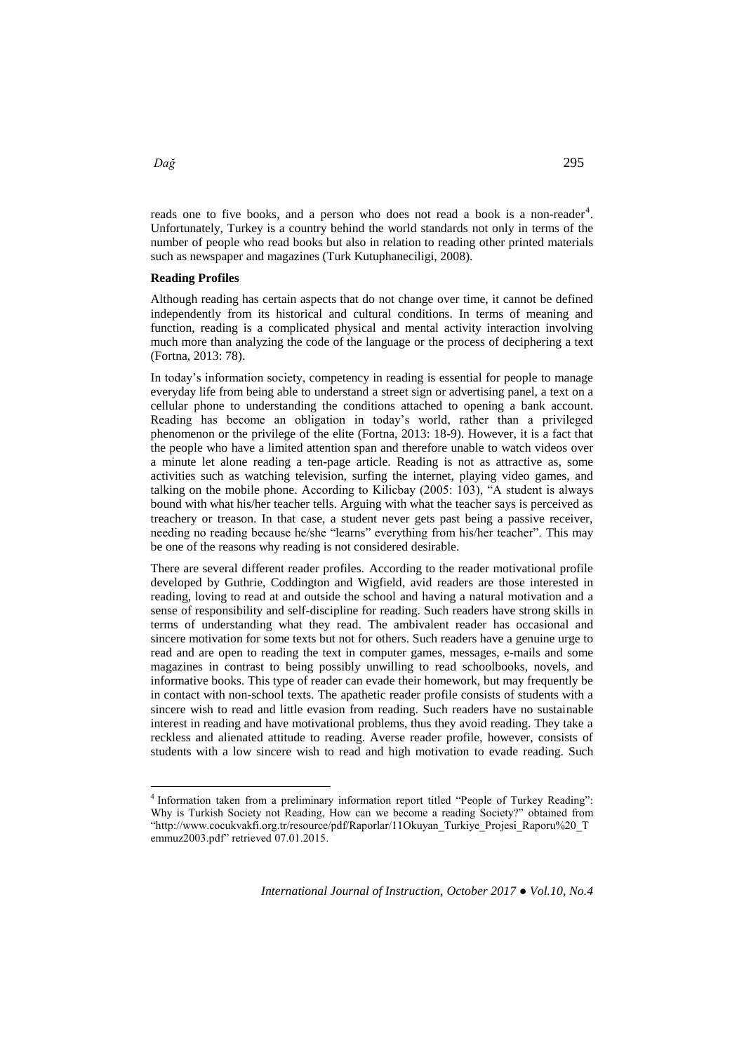reads one to five books, and a person who does not read a book is a non-reader[4]. Unfortunately, Turkey is a country behind the world standards not only in terms of the number of people who read books but also in relation to reading other printed materials such as newspaper and magazines (Turk Kutuphaneciligi, 2008).

**Reading Profiles**

Although reading has certain aspects that do not change over time, it cannot be defined independently from its historical and cultural conditions. In terms of meaning and function, reading is a complicated physical and mental activity interaction involving much more than analyzing the code of the language or the process of deciphering a text (Fortna, 2013: 78).

In today's information society, competency in reading is essential for people to manage everyday life from being able to understand a street sign or advertising panel, a text on a cellular phone to understanding the conditions attached to opening a bank account. Reading has become an obligation in today's world, rather than a privileged phenomenon or the privilege of the elite (Fortna, 2013: 18-9). However, it is a fact that the people who have a limited attention span and therefore unable to watch videos over a minute let alone reading a ten-page article. Reading is not as attractive as, some activities such as watching television, surfing the internet, playing video games, and talking on the mobile phone. According to Kilicbay (2005: 103), "A student is always bound with what his/her teacher tells. Arguing with what the teacher says is perceived as treachery or treason. In that case, a student never gets past being a passive receiver, needing no reading because he/she "learns" everything from his/her teacher". This may be one of the reasons why reading is not considered desirable.

There are several different reader profiles. According to the reader motivational profile developed by Guthrie, Coddington and Wigfield, avid readers are those interested in reading, loving to read at and outside the school and having a natural motivation and a sense of responsibility and self-discipline for reading. Such readers have strong skills in terms of understanding what they read. The ambivalent reader has occasional and sincere motivation for some texts but not for others. Such readers have a genuine urge to read and are open to reading the text in computer games, messages, e-mails and some magazines in contrast to being possibly unwilling to read schoolbooks, novels, and informative books. This type of reader can evade their homework, but may frequently be in contact with non-school texts. The apathetic reader profile consists of students with a sincere wish to read and little evasion from reading. Such readers have no sustainable interest in reading and have motivational problems, thus they avoid reading. They take a reckless and alienated attitude to reading. Averse reader profile, however, consists of students with a low sincere wish to read and high motivation to evade reading. Such

[4] Information taken from a preliminary information report titled "People of Turkey Reading": Why is Turkish Society not Reading, How can we become a reading Society?" obtained from "http://www.cocukvakfi.org.tr/resource/pdf/Raporlar/11Okuyan_Turkiye_Projesi_Raporu%20_Temmuz2003.pdf" retrieved 07.01.2015.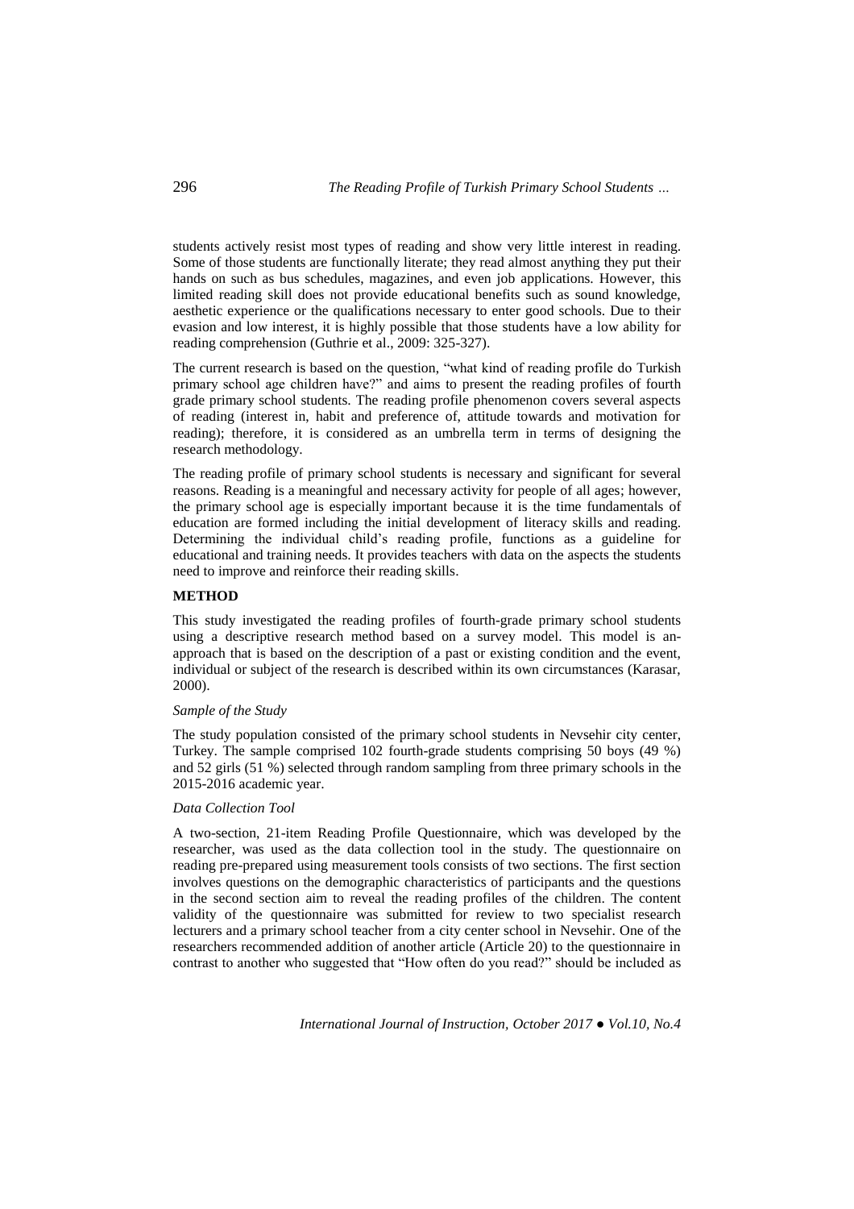students actively resist most types of reading and show very little interest in reading. Some of those students are functionally literate; they read almost anything they put their hands on such as bus schedules, magazines, and even job applications. However, this limited reading skill does not provide educational benefits such as sound knowledge, aesthetic experience or the qualifications necessary to enter good schools. Due to their evasion and low interest, it is highly possible that those students have a low ability for reading comprehension (Guthrie et al., 2009: 325-327).

The current research is based on the question, "what kind of reading profile do Turkish primary school age children have?" and aims to present the reading profiles of fourth grade primary school students. The reading profile phenomenon covers several aspects of reading (interest in, habit and preference of, attitude towards and motivation for reading); therefore, it is considered as an umbrella term in terms of designing the research methodology.

The reading profile of primary school students is necessary and significant for several reasons. Reading is a meaningful and necessary activity for people of all ages; however, the primary school age is especially important because it is the time fundamentals of education are formed including the initial development of literacy skills and reading. Determining the individual child's reading profile, functions as a guideline for educational and training needs. It provides teachers with data on the aspects the students need to improve and reinforce their reading skills.

## METHOD

This study investigated the reading profiles of fourth-grade primary school students using a descriptive research method based on a survey model. This model is an-approach that is based on the description of a past or existing condition and the event, individual or subject of the research is described within its own circumstances (Karasar, 2000).

### *Sample of the Study*

The study population consisted of the primary school students in Nevsehir city center, Turkey. The sample comprised 102 fourth-grade students comprising 50 boys (49 %) and 52 girls (51 %) selected through random sampling from three primary schools in the 2015-2016 academic year.

### *Data Collection Tool*

A two-section, 21-item Reading Profile Questionnaire, which was developed by the researcher, was used as the data collection tool in the study. The questionnaire on reading pre-prepared using measurement tools consists of two sections. The first section involves questions on the demographic characteristics of participants and the questions in the second section aim to reveal the reading profiles of the children. The content validity of the questionnaire was submitted for review to two specialist research lecturers and a primary school teacher from a city center school in Nevsehir. One of the researchers recommended addition of another article (Article 20) to the questionnaire in contrast to another who suggested that "How often do you read?" should be included as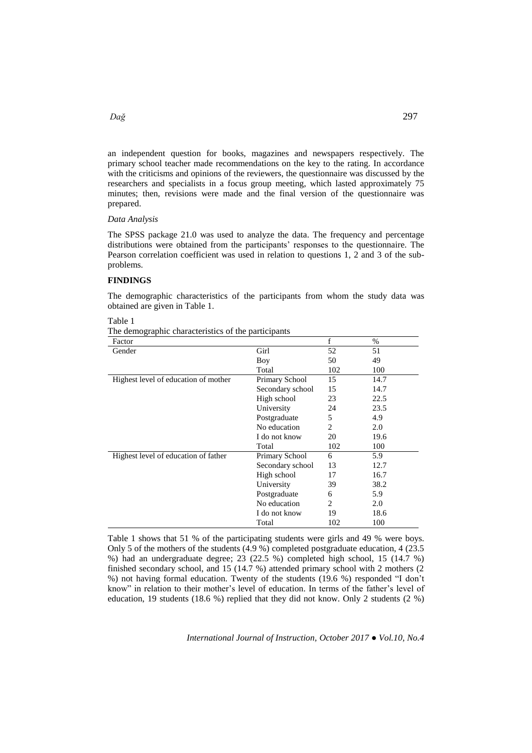an independent question for books, magazines and newspapers respectively. The primary school teacher made recommendations on the key to the rating. In accordance with the criticisms and opinions of the reviewers, the questionnaire was discussed by the researchers and specialists in a focus group meeting, which lasted approximately 75 minutes; then, revisions were made and the final version of the questionnaire was prepared.

*Data Analysis*

The SPSS package 21.0 was used to analyze the data. The frequency and percentage distributions were obtained from the participants' responses to the questionnaire. The Pearson correlation coefficient was used in relation to questions 1, 2 and 3 of the sub-problems.

## FINDINGS

The demographic characteristics of the participants from whom the study data was obtained are given in Table 1.

Table 1
The demographic characteristics of the participants

| Factor | | f | % |
|---|---|---|---|
| Gender | Girl | 52 | 51 |
| | Boy | 50 | 49 |
| | Total | 102 | 100 |
| Highest level of education of mother | Primary School | 15 | 14.7 |
| | Secondary school | 15 | 14.7 |
| | High school | 23 | 22.5 |
| | University | 24 | 23.5 |
| | Postgraduate | 5 | 4.9 |
| | No education | 2 | 2.0 |
| | I do not know | 20 | 19.6 |
| | Total | 102 | 100 |
| Highest level of education of father | Primary School | 6 | 5.9 |
| | Secondary school | 13 | 12.7 |
| | High school | 17 | 16.7 |
| | University | 39 | 38.2 |
| | Postgraduate | 6 | 5.9 |
| | No education | 2 | 2.0 |
| | I do not know | 19 | 18.6 |
| | Total | 102 | 100 |

Table 1 shows that 51 % of the participating students were girls and 49 % were boys. Only 5 of the mothers of the students (4.9 %) completed postgraduate education, 4 (23.5 %) had an undergraduate degree; 23 (22.5 %) completed high school, 15 (14.7 %) finished secondary school, and 15 (14.7 %) attended primary school with 2 mothers (2 %) not having formal education. Twenty of the students (19.6 %) responded "I don't know" in relation to their mother's level of education. In terms of the father's level of education, 19 students (18.6 %) replied that they did not know. Only 2 students (2 %)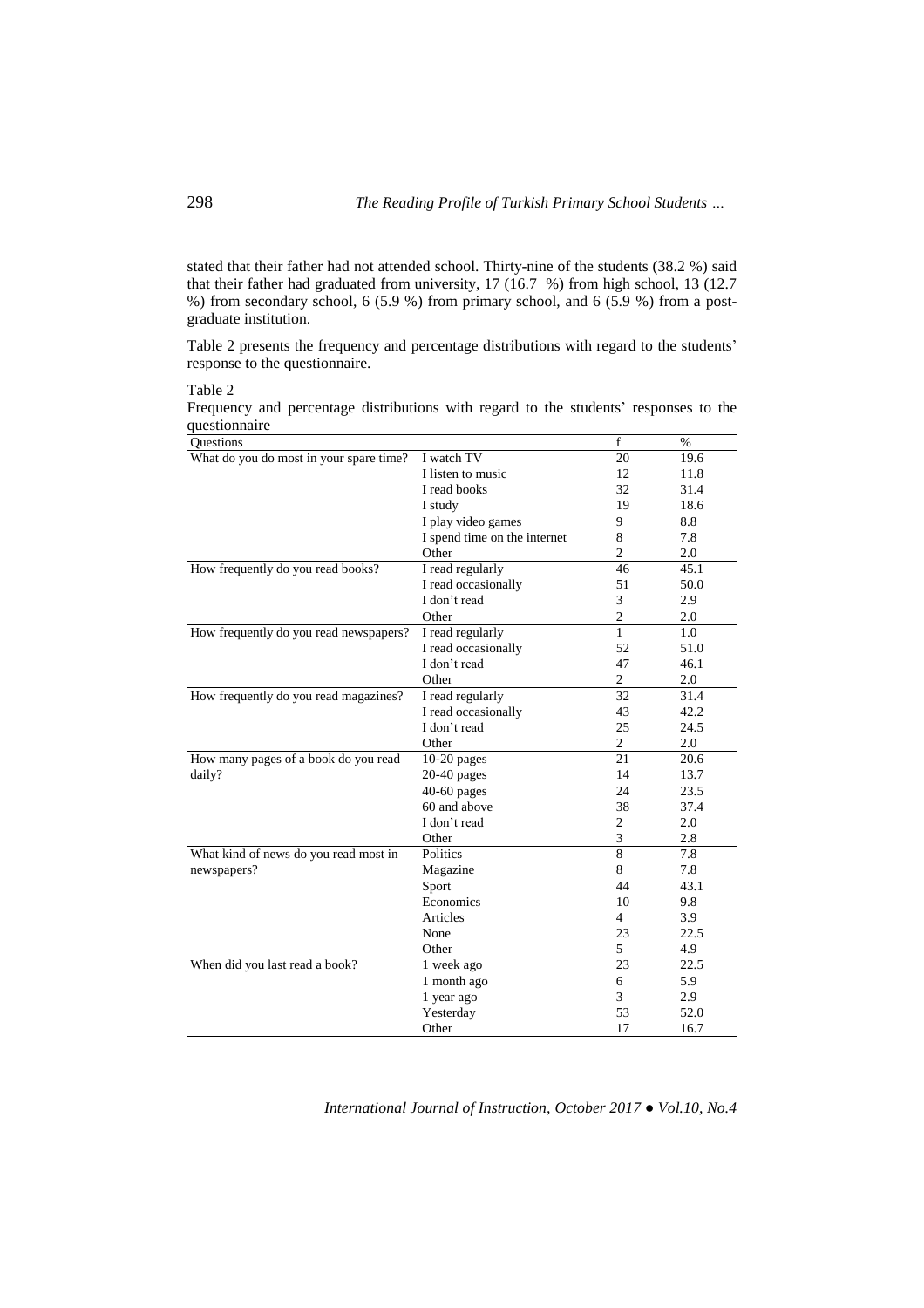stated that their father had not attended school. Thirty-nine of the students (38.2 %) said that their father had graduated from university, 17 (16.7 %) from high school, 13 (12.7 %) from secondary school, 6 (5.9 %) from primary school, and 6 (5.9 %) from a post-graduate institution.

Table 2 presents the frequency and percentage distributions with regard to the students' response to the questionnaire.

Table 2
Frequency and percentage distributions with regard to the students' responses to the questionnaire

| Questions | | f | % |
|---|---|---|---|
| What do you do most in your spare time? | I watch TV | 20 | 19.6 |
| | I listen to music | 12 | 11.8 |
| | I read books | 32 | 31.4 |
| | I study | 19 | 18.6 |
| | I play video games | 9 | 8.8 |
| | I spend time on the internet | 8 | 7.8 |
| | Other | 2 | 2.0 |
| How frequently do you read books? | I read regularly | 46 | 45.1 |
| | I read occasionally | 51 | 50.0 |
| | I don't read | 3 | 2.9 |
| | Other | 2 | 2.0 |
| How frequently do you read newspapers? | I read regularly | 1 | 1.0 |
| | I read occasionally | 52 | 51.0 |
| | I don't read | 47 | 46.1 |
| | Other | 2 | 2.0 |
| How frequently do you read magazines? | I read regularly | 32 | 31.4 |
| | I read occasionally | 43 | 42.2 |
| | I don't read | 25 | 24.5 |
| | Other | 2 | 2.0 |
| How many pages of a book do you read daily? | 10-20 pages | 21 | 20.6 |
| | 20-40 pages | 14 | 13.7 |
| | 40-60 pages | 24 | 23.5 |
| | 60 and above | 38 | 37.4 |
| | I don't read | 2 | 2.0 |
| | Other | 3 | 2.8 |
| What kind of news do you read most in newspapers? | Politics | 8 | 7.8 |
| | Magazine | 8 | 7.8 |
| | Sport | 44 | 43.1 |
| | Economics | 10 | 9.8 |
| | Articles | 4 | 3.9 |
| | None | 23 | 22.5 |
| | Other | 5 | 4.9 |
| When did you last read a book? | 1 week ago | 23 | 22.5 |
| | 1 month ago | 6 | 5.9 |
| | 1 year ago | 3 | 2.9 |
| | Yesterday | 53 | 52.0 |
| | Other | 17 | 16.7 |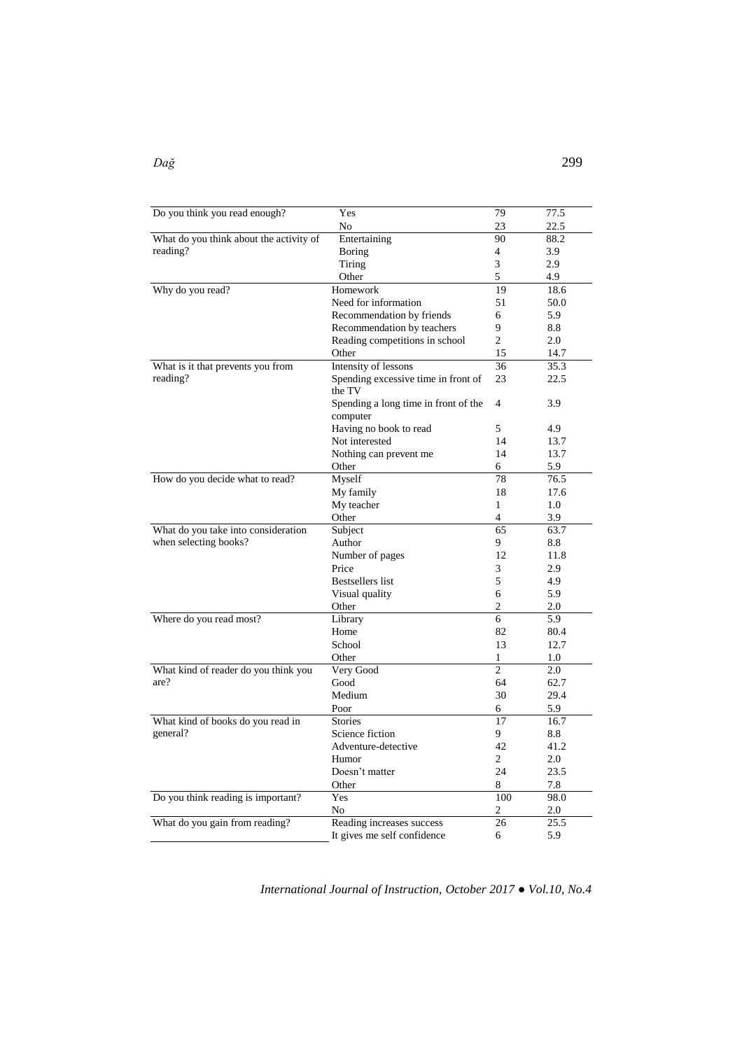| | | | |
|---|---|---|---|
| Do you think you read enough? | Yes | 79 | 77.5 |
| | No | 23 | 22.5 |
| What do you think about the activity of reading? | Entertaining | 90 | 88.2 |
| | Boring | 4 | 3.9 |
| | Tiring | 3 | 2.9 |
| | Other | 5 | 4.9 |
| Why do you read? | Homework | 19 | 18.6 |
| | Need for information | 51 | 50.0 |
| | Recommendation by friends | 6 | 5.9 |
| | Recommendation by teachers | 9 | 8.8 |
| | Reading competitions in school | 2 | 2.0 |
| | Other | 15 | 14.7 |
| What is it that prevents you from reading? | Intensity of lessons | 36 | 35.3 |
| | Spending excessive time in front of the TV | 23 | 22.5 |
| | Spending a long time in front of the computer | 4 | 3.9 |
| | Having no book to read | 5 | 4.9 |
| | Not interested | 14 | 13.7 |
| | Nothing can prevent me | 14 | 13.7 |
| | Other | 6 | 5.9 |
| How do you decide what to read? | Myself | 78 | 76.5 |
| | My family | 18 | 17.6 |
| | My teacher | 1 | 1.0 |
| | Other | 4 | 3.9 |
| What do you take into consideration when selecting books? | Subject | 65 | 63.7 |
| | Author | 9 | 8.8 |
| | Number of pages | 12 | 11.8 |
| | Price | 3 | 2.9 |
| | Bestsellers list | 5 | 4.9 |
| | Visual quality | 6 | 5.9 |
| | Other | 2 | 2.0 |
| Where do you read most? | Library | 6 | 5.9 |
| | Home | 82 | 80.4 |
| | School | 13 | 12.7 |
| | Other | 1 | 1.0 |
| What kind of reader do you think you are? | Very Good | 2 | 2.0 |
| | Good | 64 | 62.7 |
| | Medium | 30 | 29.4 |
| | Poor | 6 | 5.9 |
| What kind of books do you read in general? | Stories | 17 | 16.7 |
| | Science fiction | 9 | 8.8 |
| | Adventure-detective | 42 | 41.2 |
| | Humor | 2 | 2.0 |
| | Doesn't matter | 24 | 23.5 |
| | Other | 8 | 7.8 |
| Do you think reading is important? | Yes | 100 | 98.0 |
| | No | 2 | 2.0 |
| What do you gain from reading? | Reading increases success | 26 | 25.5 |
| | It gives me self confidence | 6 | 5.9 |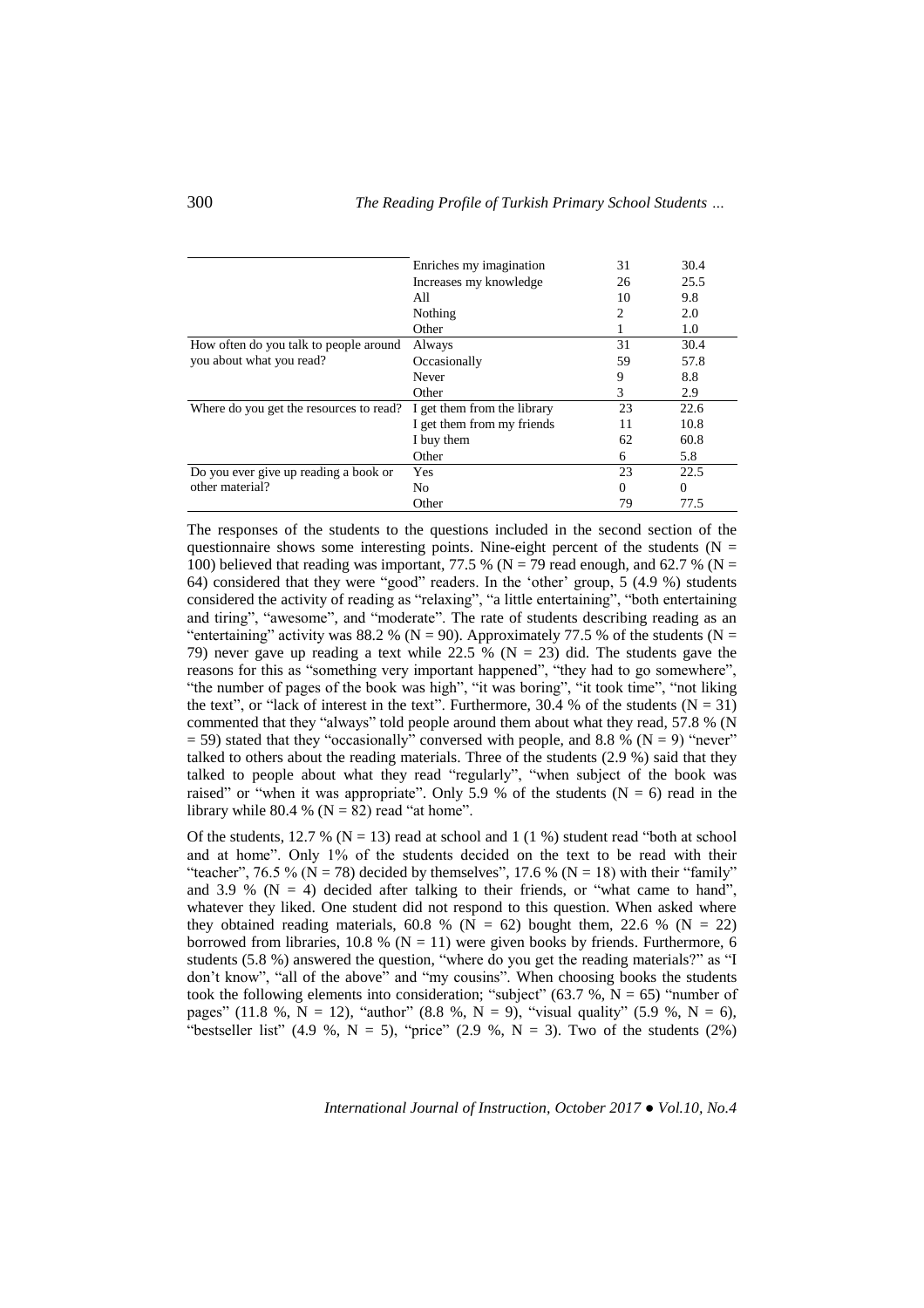| | | | |
|---|---|---|---|
| | Enriches my imagination | 31 | 30.4 |
| | Increases my knowledge | 26 | 25.5 |
| | All | 10 | 9.8 |
| | Nothing | 2 | 2.0 |
| | Other | 1 | 1.0 |
| How often do you talk to people around you about what you read? | Always | 31 | 30.4 |
| | Occasionally | 59 | 57.8 |
| | Never | 9 | 8.8 |
| | Other | 3 | 2.9 |
| Where do you get the resources to read? | I get them from the library | 23 | 22.6 |
| | I get them from my friends | 11 | 10.8 |
| | I buy them | 62 | 60.8 |
| | Other | 6 | 5.8 |
| Do you ever give up reading a book or other material? | Yes | 23 | 22.5 |
| | No | 0 | 0 |
| | Other | 79 | 77.5 |

The responses of the students to the questions included in the second section of the questionnaire shows some interesting points. Nine-eight percent of the students (N = 100) believed that reading was important, 77.5 % (N = 79 read enough, and 62.7 % (N = 64) considered that they were "good" readers. In the 'other' group, 5 (4.9 %) students considered the activity of reading as "relaxing", "a little entertaining", "both entertaining and tiring", "awesome", and "moderate". The rate of students describing reading as an "entertaining" activity was 88.2 % (N = 90). Approximately 77.5 % of the students (N = 79) never gave up reading a text while 22.5 % (N = 23) did. The students gave the reasons for this as "something very important happened", "they had to go somewhere", "the number of pages of the book was high", "it was boring", "it took time", "not liking the text", or "lack of interest in the text". Furthermore, 30.4 % of the students (N = 31) commented that they "always" told people around them about what they read, 57.8 % (N = 59) stated that they "occasionally" conversed with people, and 8.8 % (N = 9) "never" talked to others about the reading materials. Three of the students (2.9 %) said that they talked to people about what they read "regularly", "when subject of the book was raised" or "when it was appropriate". Only 5.9 % of the students (N = 6) read in the library while 80.4 % (N = 82) read "at home".

Of the students, 12.7 % (N = 13) read at school and 1 (1 %) student read "both at school and at home". Only 1% of the students decided on the text to be read with their "teacher", 76.5 % (N = 78) decided by themselves", 17.6 % (N = 18) with their "family" and 3.9 % (N = 4) decided after talking to their friends, or "what came to hand", whatever they liked. One student did not respond to this question. When asked where they obtained reading materials, 60.8 % (N = 62) bought them, 22.6 % (N = 22) borrowed from libraries, 10.8 % (N = 11) were given books by friends. Furthermore, 6 students (5.8 %) answered the question, "where do you get the reading materials?" as "I don't know", "all of the above" and "my cousins". When choosing books the students took the following elements into consideration; "subject" (63.7 %, N = 65) "number of pages" (11.8 %, N = 12), "author" (8.8 %, N = 9), "visual quality" (5.9 %, N = 6), "bestseller list" (4.9 %, N = 5), "price" (2.9 %, N = 3). Two of the students (2%)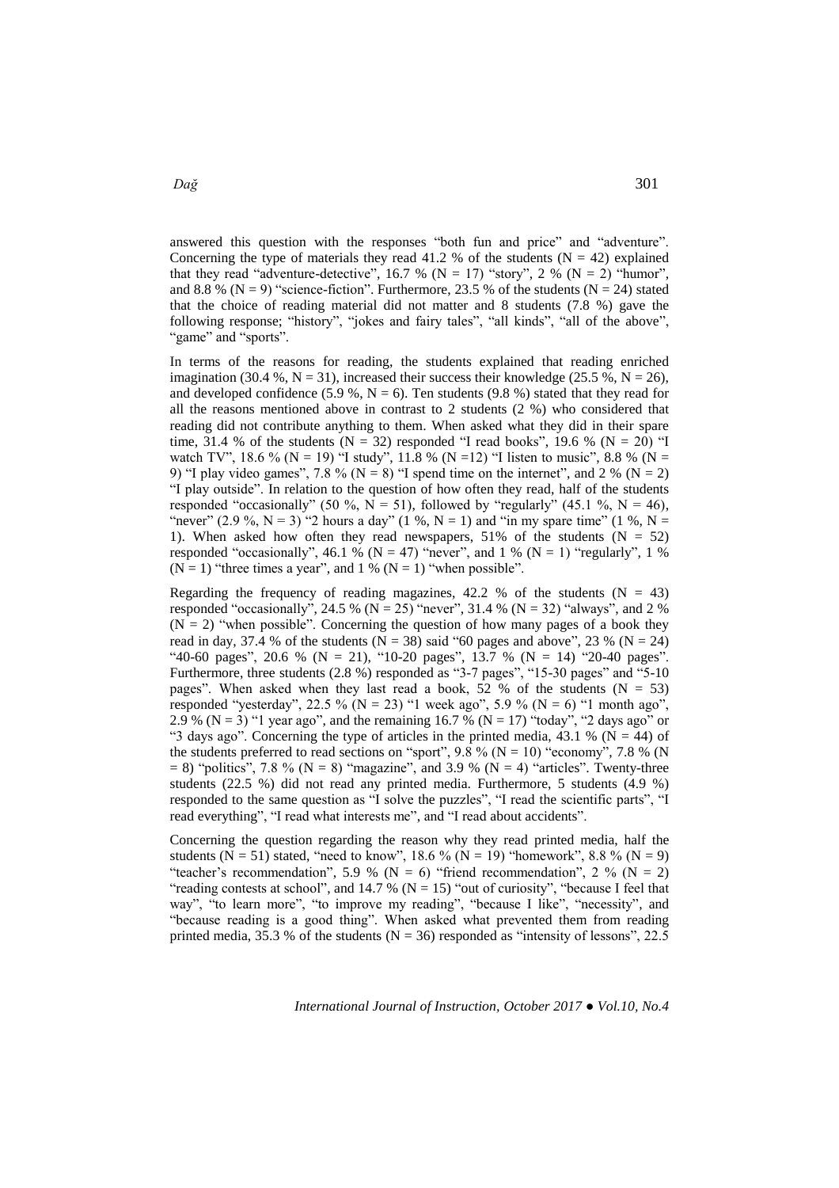answered this question with the responses "both fun and price" and "adventure". Concerning the type of materials they read 41.2 % of the students (N = 42) explained that they read "adventure-detective", 16.7 % (N = 17) "story", 2 % (N = 2) "humor", and 8.8 % (N = 9) "science-fiction". Furthermore, 23.5 % of the students (N = 24) stated that the choice of reading material did not matter and 8 students (7.8 %) gave the following response; "history", "jokes and fairy tales", "all kinds", "all of the above", "game" and "sports".

In terms of the reasons for reading, the students explained that reading enriched imagination (30.4 %, N = 31), increased their success their knowledge (25.5 %, N = 26), and developed confidence (5.9 %, N = 6). Ten students (9.8 %) stated that they read for all the reasons mentioned above in contrast to 2 students (2 %) who considered that reading did not contribute anything to them. When asked what they did in their spare time, 31.4 % of the students (N = 32) responded "I read books", 19.6 % (N = 20) "I watch TV", 18.6 % (N = 19) "I study", 11.8 % (N =12) "I listen to music", 8.8 % (N = 9) "I play video games", 7.8 % (N = 8) "I spend time on the internet", and 2 % (N = 2) "I play outside". In relation to the question of how often they read, half of the students responded "occasionally" (50 %, N = 51), followed by "regularly" (45.1 %, N = 46), "never" (2.9 %, N = 3) "2 hours a day" (1 %, N = 1) and "in my spare time" (1 %, N = 1). When asked how often they read newspapers, 51% of the students (N = 52) responded "occasionally", 46.1 % (N = 47) "never", and 1 % (N = 1) "regularly", 1 % (N = 1) "three times a year", and 1 % (N = 1) "when possible".

Regarding the frequency of reading magazines, 42.2 % of the students (N = 43) responded "occasionally", 24.5 % (N = 25) "never", 31.4 % (N = 32) "always", and 2 % (N = 2) "when possible". Concerning the question of how many pages of a book they read in day, 37.4 % of the students (N = 38) said "60 pages and above", 23 % (N = 24) "40-60 pages", 20.6 % (N = 21), "10-20 pages", 13.7 % (N = 14) "20-40 pages". Furthermore, three students (2.8 %) responded as "3-7 pages", "15-30 pages" and "5-10 pages". When asked when they last read a book, 52 % of the students (N = 53) responded "yesterday", 22.5 % (N = 23) "1 week ago", 5.9 % (N = 6) "1 month ago", 2.9 % (N = 3) "1 year ago", and the remaining 16.7 % (N = 17) "today", "2 days ago" or "3 days ago". Concerning the type of articles in the printed media, 43.1 % (N = 44) of the students preferred to read sections on "sport", 9.8 % (N = 10) "economy", 7.8 % (N = 8) "politics", 7.8 % (N = 8) "magazine", and 3.9 % (N = 4) "articles". Twenty-three students (22.5 %) did not read any printed media. Furthermore, 5 students (4.9 %) responded to the same question as "I solve the puzzles", "I read the scientific parts", "I read everything", "I read what interests me", and "I read about accidents".

Concerning the question regarding the reason why they read printed media, half the students (N = 51) stated, "need to know", 18.6 % (N = 19) "homework", 8.8 % (N = 9) "teacher's recommendation", 5.9 % (N = 6) "friend recommendation", 2 % (N = 2) "reading contests at school", and 14.7 % (N = 15) "out of curiosity", "because I feel that way", "to learn more", "to improve my reading", "because I like", "necessity", and "because reading is a good thing". When asked what prevented them from reading printed media, 35.3 % of the students (N = 36) responded as "intensity of lessons", 22.5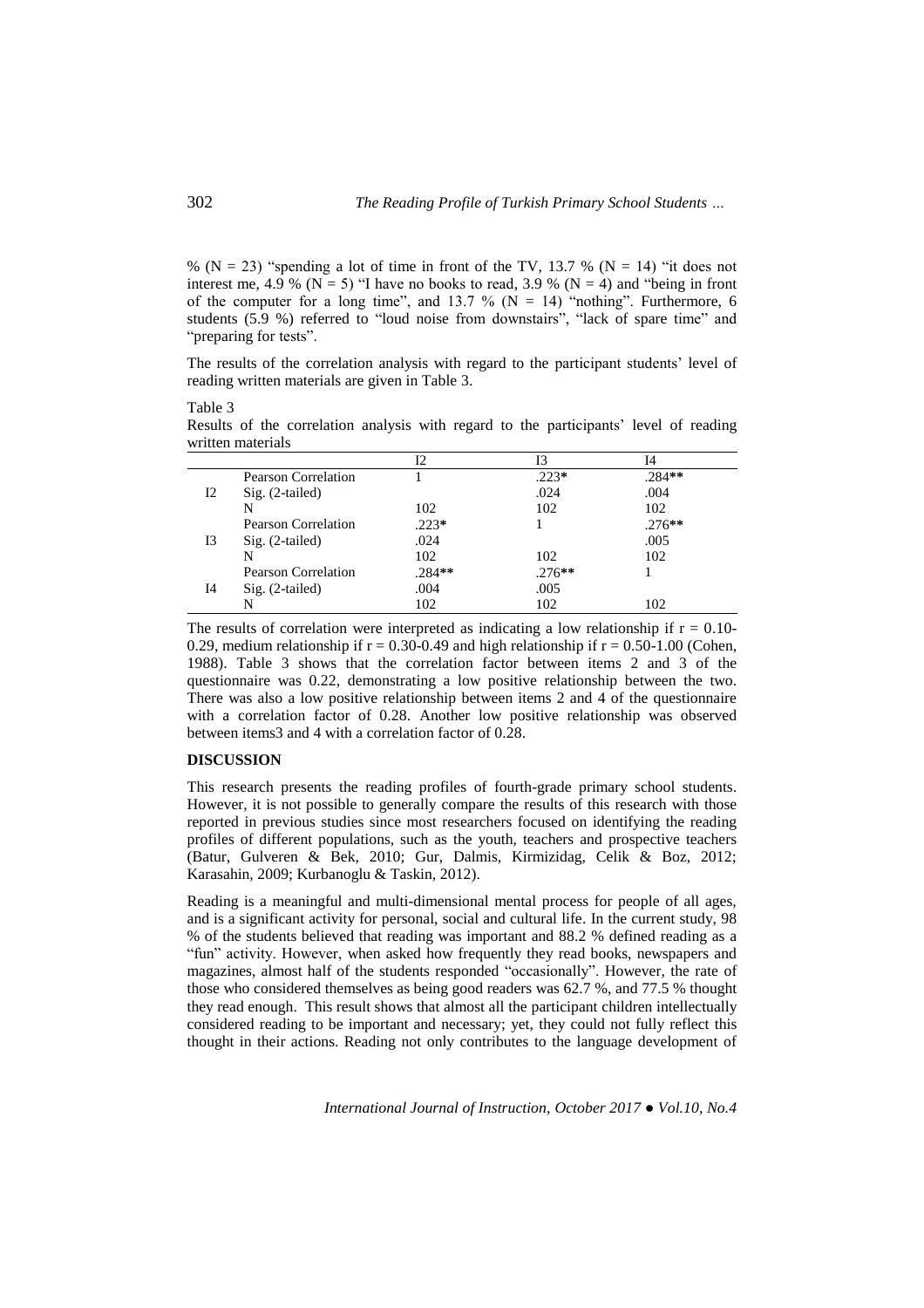% (N = 23) "spending a lot of time in front of the TV, 13.7 % (N = 14) "it does not interest me, 4.9 % (N = 5) "I have no books to read, 3.9 % (N = 4) and "being in front of the computer for a long time", and 13.7 % (N = 14) "nothing". Furthermore, 6 students (5.9 %) referred to "loud noise from downstairs", "lack of spare time" and "preparing for tests".

The results of the correlation analysis with regard to the participant students' level of reading written materials are given in Table 3.

Table 3
Results of the correlation analysis with regard to the participants' level of reading written materials

| | | I2 | I3 | I4 |
|---|---|---|---|---|
| I2 | Pearson Correlation | 1 | .223* | .284** |
| | Sig. (2-tailed) | | .024 | .004 |
| | N | 102 | 102 | 102 |
| I3 | Pearson Correlation | .223* | 1 | .276** |
| | Sig. (2-tailed) | .024 | | .005 |
| | N | 102 | 102 | 102 |
| I4 | Pearson Correlation | .284** | .276** | 1 |
| | Sig. (2-tailed) | .004 | .005 | |
| | N | 102 | 102 | 102 |

The results of correlation were interpreted as indicating a low relationship if r = 0.10-0.29, medium relationship if r = 0.30-0.49 and high relationship if r = 0.50-1.00 (Cohen, 1988). Table 3 shows that the correlation factor between items 2 and 3 of the questionnaire was 0.22, demonstrating a low positive relationship between the two. There was also a low positive relationship between items 2 and 4 of the questionnaire with a correlation factor of 0.28. Another low positive relationship was observed between items3 and 4 with a correlation factor of 0.28.

## DISCUSSION

This research presents the reading profiles of fourth-grade primary school students. However, it is not possible to generally compare the results of this research with those reported in previous studies since most researchers focused on identifying the reading profiles of different populations, such as the youth, teachers and prospective teachers (Batur, Gulveren & Bek, 2010; Gur, Dalmis, Kirmizidag, Celik & Boz, 2012; Karasahin, 2009; Kurbanoglu & Taskin, 2012).

Reading is a meaningful and multi-dimensional mental process for people of all ages, and is a significant activity for personal, social and cultural life. In the current study, 98 % of the students believed that reading was important and 88.2 % defined reading as a "fun" activity. However, when asked how frequently they read books, newspapers and magazines, almost half of the students responded "occasionally". However, the rate of those who considered themselves as being good readers was 62.7 %, and 77.5 % thought they read enough. This result shows that almost all the participant children intellectually considered reading to be important and necessary; yet, they could not fully reflect this thought in their actions. Reading not only contributes to the language development of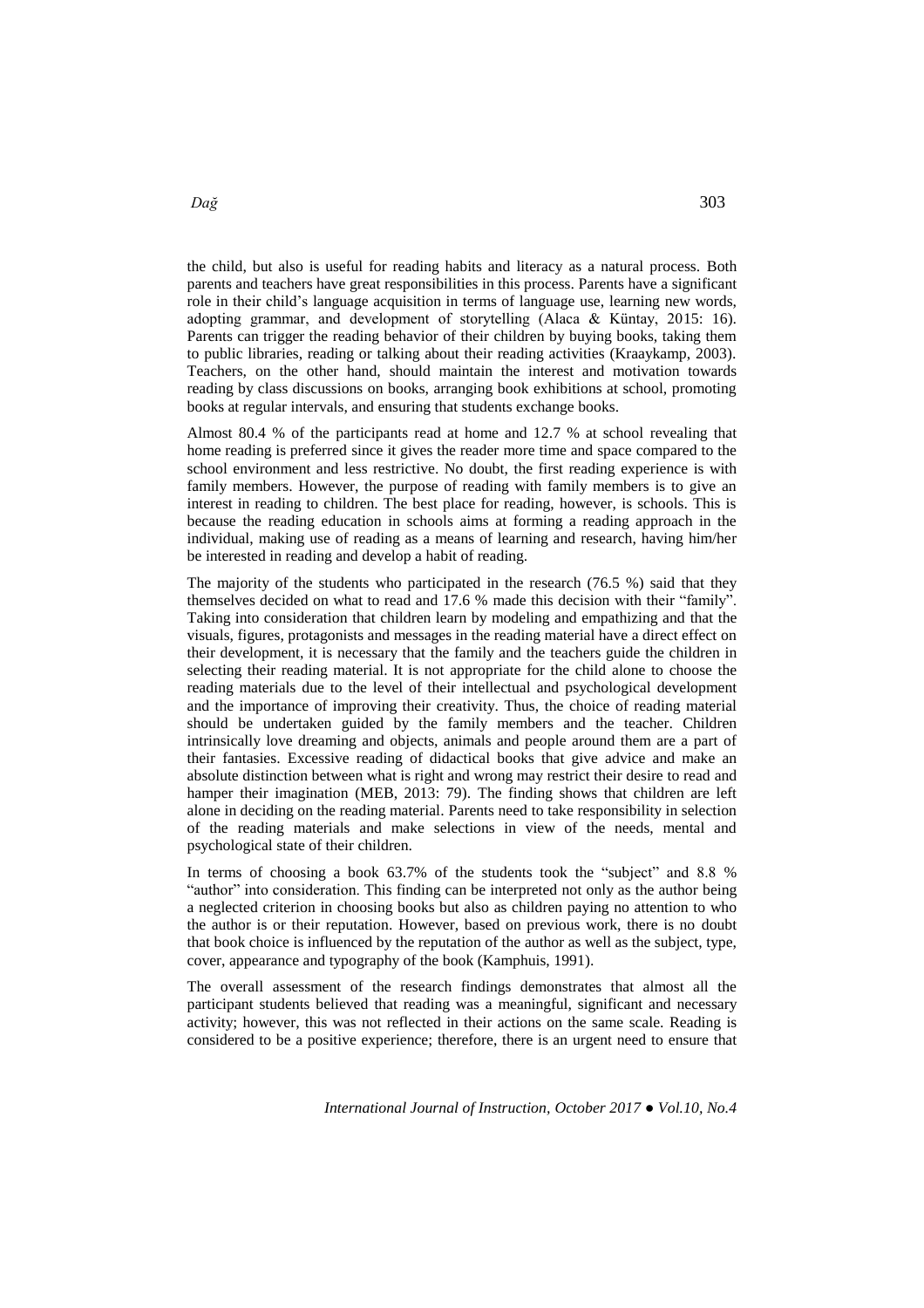the child, but also is useful for reading habits and literacy as a natural process. Both parents and teachers have great responsibilities in this process. Parents have a significant role in their child's language acquisition in terms of language use, learning new words, adopting grammar, and development of storytelling (Alaca & Küntay, 2015: 16). Parents can trigger the reading behavior of their children by buying books, taking them to public libraries, reading or talking about their reading activities (Kraaykamp, 2003). Teachers, on the other hand, should maintain the interest and motivation towards reading by class discussions on books, arranging book exhibitions at school, promoting books at regular intervals, and ensuring that students exchange books.

Almost 80.4 % of the participants read at home and 12.7 % at school revealing that home reading is preferred since it gives the reader more time and space compared to the school environment and less restrictive. No doubt, the first reading experience is with family members. However, the purpose of reading with family members is to give an interest in reading to children. The best place for reading, however, is schools. This is because the reading education in schools aims at forming a reading approach in the individual, making use of reading as a means of learning and research, having him/her be interested in reading and develop a habit of reading.

The majority of the students who participated in the research (76.5 %) said that they themselves decided on what to read and 17.6 % made this decision with their "family". Taking into consideration that children learn by modeling and empathizing and that the visuals, figures, protagonists and messages in the reading material have a direct effect on their development, it is necessary that the family and the teachers guide the children in selecting their reading material. It is not appropriate for the child alone to choose the reading materials due to the level of their intellectual and psychological development and the importance of improving their creativity. Thus, the choice of reading material should be undertaken guided by the family members and the teacher. Children intrinsically love dreaming and objects, animals and people around them are a part of their fantasies. Excessive reading of didactical books that give advice and make an absolute distinction between what is right and wrong may restrict their desire to read and hamper their imagination (MEB, 2013: 79). The finding shows that children are left alone in deciding on the reading material. Parents need to take responsibility in selection of the reading materials and make selections in view of the needs, mental and psychological state of their children.

In terms of choosing a book 63.7% of the students took the "subject" and 8.8 % "author" into consideration. This finding can be interpreted not only as the author being a neglected criterion in choosing books but also as children paying no attention to who the author is or their reputation. However, based on previous work, there is no doubt that book choice is influenced by the reputation of the author as well as the subject, type, cover, appearance and typography of the book (Kamphuis, 1991).

The overall assessment of the research findings demonstrates that almost all the participant students believed that reading was a meaningful, significant and necessary activity; however, this was not reflected in their actions on the same scale. Reading is considered to be a positive experience; therefore, there is an urgent need to ensure that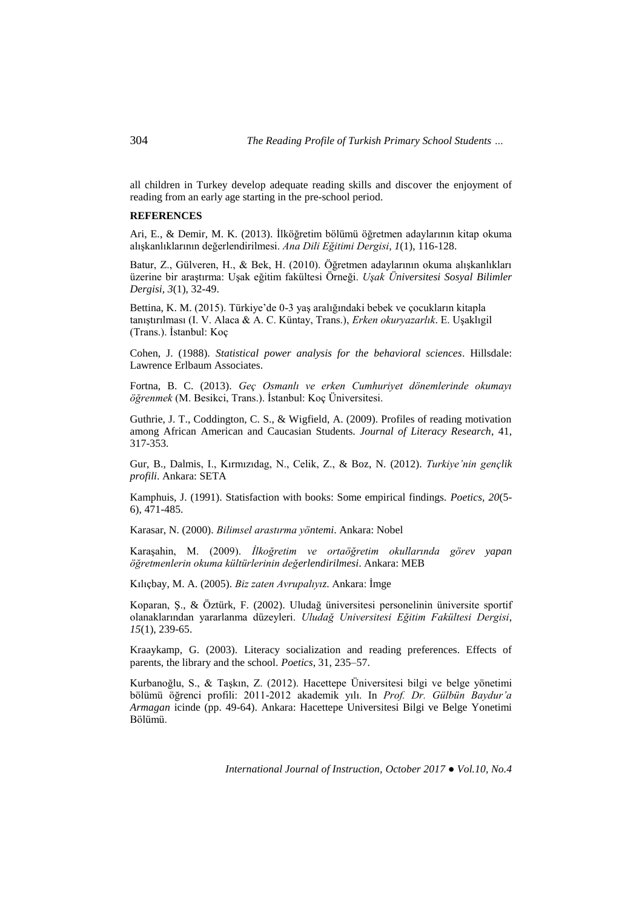all children in Turkey develop adequate reading skills and discover the enjoyment of reading from an early age starting in the pre-school period.

**REFERENCES**

Ari, E., & Demir, M. K. (2013). İlköğretim bölümü öğretmen adaylarının kitap okuma alışkanlıklarının değerlendirilmesi. *Ana Dili Eğitimi Dergisi, 1*(1), 116-128.

Batur, Z., Gülveren, H., & Bek, H. (2010). Öğretmen adaylarının okuma alışkanlıkları üzerine bir araştırma: Uşak eğitim fakültesi Örneği. *Uşak Üniversitesi Sosyal Bilimler Dergisi, 3*(1), 32-49.

Bettina, K. M. (2015). Türkiye'de 0-3 yaş aralığındaki bebek ve çocukların kitapla tanıştırılması (I. V. Alaca & A. C. Küntay, Trans.), *Erken okuryazarlık*. E. Uşaklıgil (Trans.). İstanbul: Koç

Cohen, J. (1988). *Statistical power analysis for the behavioral sciences*. Hillsdale: Lawrence Erlbaum Associates.

Fortna, B. C. (2013). *Geç Osmanlı ve erken Cumhuriyet dönemlerinde okumayı öğrenmek* (M. Besikci, Trans.). İstanbul: Koç Üniversitesi.

Guthrie, J. T., Coddington, C. S., & Wigfield, A. (2009). Profiles of reading motivation among African American and Caucasian Students. *Journal of Literacy Research*, 41, 317-353.

Gur, B., Dalmis, I., Kırmızıdag, N., Celik, Z., & Boz, N. (2012). *Turkiye'nin gençlik profili*. Ankara: SETA

Kamphuis, J. (1991). Statisfaction with books: Some empirical findings. *Poetics, 20*(5-6), 471-485.

Karasar, N. (2000). *Bilimsel arastırma yöntemi*. Ankara: Nobel

Karaşahin, M. (2009). *İlkoğretim ve ortaöğretim okullarında görev yapan öğretmenlerin okuma kültürlerinin değerlendirilmesi*. Ankara: MEB

Kılıçbay, M. A. (2005). *Biz zaten Avrupalıyız*. Ankara: İmge

Koparan, Ş., & Öztürk, F. (2002). Uludağ üniversitesi personelinin üniversite sportif olanaklarından yararlanma düzeyleri. *Uludağ Universitesi Eğitim Fakültesi Dergisi*, *15*(1), 239-65.

Kraaykamp, G. (2003). Literacy socialization and reading preferences. Effects of parents, the library and the school. *Poetics*, 31, 235–57.

Kurbanoğlu, S., & Taşkın, Z. (2012). Hacettepe Üniversitesi bilgi ve belge yönetimi bölümü öğrenci profili: 2011-2012 akademik yılı. In *Prof. Dr. Gülbün Baydur'a Armagan* icinde (pp. 49-64). Ankara: Hacettepe Universitesi Bilgi ve Belge Yonetimi Bölümü.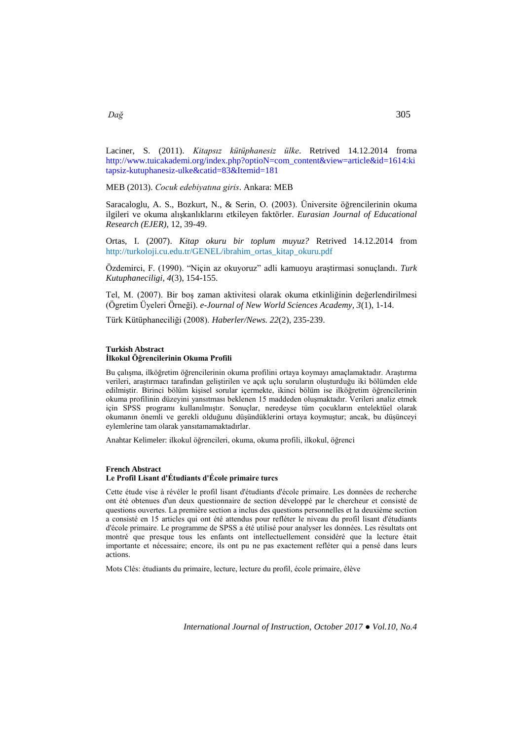Laciner, S. (2011). *Kitapsız kütüphanesiz ülke*. Retrived 14.12.2014 froma http://www.tuicakademi.org/index.php?optioN=com_content&view=article&id=1614:kitapsiz-kutuphanesiz-ulke&catid=83&Itemid=181

MEB (2013). *Cocuk edebiyatına giris*. Ankara: MEB

Saracaloglu, A. S., Bozkurt, N., & Serin, O. (2003). Üniversite öğrencilerinin okuma ilgileri ve okuma alışkanlıklarını etkileyen faktörler. *Eurasian Journal of Educational Research (EJER)*, 12, 39-49.

Ortas, I. (2007). *Kitap okuru bir toplum muyuz?* Retrived 14.12.2014 from http://turkoloji.cu.edu.tr/GENEL/ibrahim_ortas_kitap_okuru.pdf

Özdemirci, F. (1990). "Niçin az okuyoruz" adli kamuoyu araştirmasi sonuçlandı. *Turk Kutuphaneciligi, 4*(3), 154-155.

Tel, M. (2007). Bir boş zaman aktivitesi olarak okuma etkinliğinin değerlendirilmesi (Ögretim Üyeleri Örneği). *e-Journal of New World Sciences Academy, 3*(1), 1-14.

Türk Kütüphaneciliği (2008). *Haberler/News. 22*(2), 235-239.

**Turkish Abstract**
**İlkokul Öğrencilerinin Okuma Profili**

Bu çalışma, ilköğretim öğrencilerinin okuma profilini ortaya koymayı amaçlamaktadır. Araştırma verileri, araştırmacı tarafından geliştirilen ve açık uçlu soruların oluşturduğu iki bölümden elde edilmiştir. Birinci bölüm kişisel sorular içermekte, ikinci bölüm ise ilköğretim öğrencilerinin okuma profilinin düzeyini yansıtması beklenen 15 maddeden oluşmaktadır. Verileri analiz etmek için SPSS programı kullanılmıştır. Sonuçlar, neredeyse tüm çocukların entelektüel olarak okumanın önemli ve gerekli olduğunu düşündüklerini ortaya koymuştur; ancak, bu düşünceyi eylemlerine tam olarak yansıtamamaktadırlar.

Anahtar Kelimeler: ilkokul öğrencileri, okuma, okuma profili, ilkokul, öğrenci

**French Abstract**
**Le Profil Lisant d'Étudiants d'École primaire turcs**

Cette étude vise à révéler le profil lisant d'étudiants d'école primaire. Les données de recherche ont été obtenues d'un deux questionnaire de section développé par le chercheur et consisté de questions ouvertes. La première section a inclus des questions personnelles et la deuxième section a consisté en 15 articles qui ont été attendus pour refléter le niveau du profil lisant d'étudiants d'école primaire. Le programme de SPSS a été utilisé pour analyser les données. Les résultats ont montré que presque tous les enfants ont intellectuellement considéré que la lecture était importante et nécessaire; encore, ils ont pu ne pas exactement refléter qui a pensé dans leurs actions.

Mots Clés: étudiants du primaire, lecture, lecture du profil, école primaire, élève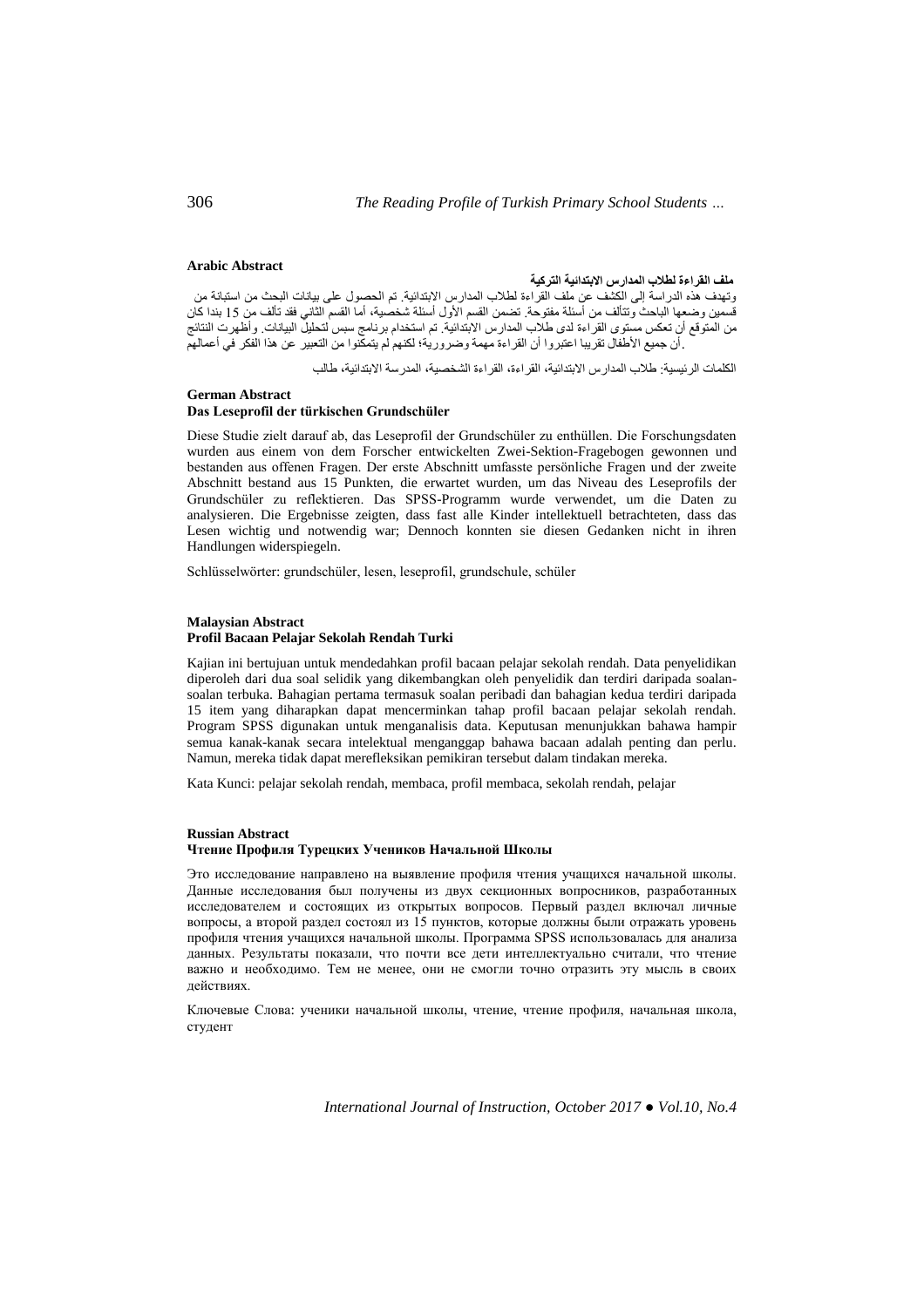**Arabic Abstract**

**ملف القراءة لطلاب المدارس الابتدائية التركية**

وتهدف هذه الدراسة إلى الكشف عن ملف القراءة لطلاب المدارس الابتدائية. تم الحصول على بيانات البحث من استبانة من قسمين وضعها الباحث وتتألف من أسئلة مفتوحة. تضمن القسم الأول أسئلة شخصية، أما القسم الثاني فقد تألف من 15 بندا كان من المتوقع أن تعكس مستوى القراءة لدى طلاب المدارس الابتدائية. تم استخدام برنامج سبس لتحليل البيانات. وأظهرت النتائج أن جميع الأطفال تقريبا اعتبروا أن القراءة مهمة وضرورية؛ لكنهم لم يتمكنوا من التعبير عن هذا الفكر في أعمالهم.

الكلمات الرئيسية: طلاب المدارس الابتدائية، القراءة، القراءة الشخصية، المدرسة الابتدائية، طالب

**German Abstract**

**Das Leseprofil der türkischen Grundschüler**

Diese Studie zielt darauf ab, das Leseprofil der Grundschüler zu enthüllen. Die Forschungsdaten wurden aus einem von dem Forscher entwickelten Zwei-Sektion-Fragebogen gewonnen und bestanden aus offenen Fragen. Der erste Abschnitt umfasste persönliche Fragen und der zweite Abschnitt bestand aus 15 Punkten, die erwartet wurden, um das Niveau des Leseprofils der Grundschüler zu reflektieren. Das SPSS-Programm wurde verwendet, um die Daten zu analysieren. Die Ergebnisse zeigten, dass fast alle Kinder intellektuell betrachteten, dass das Lesen wichtig und notwendig war; Dennoch konnten sie diesen Gedanken nicht in ihren Handlungen widerspiegeln.

Schlüsselwörter: grundschüler, lesen, leseprofil, grundschule, schüler

**Malaysian Abstract**

**Profil Bacaan Pelajar Sekolah Rendah Turki**

Kajian ini bertujuan untuk mendedahkan profil bacaan pelajar sekolah rendah. Data penyelidikan diperoleh dari dua soal selidik yang dikembangkan oleh penyelidik dan terdiri daripada soalan-soalan terbuka. Bahagian pertama termasuk soalan peribadi dan bahagian kedua terdiri daripada 15 item yang diharapkan dapat mencerminkan tahap profil bacaan pelajar sekolah rendah. Program SPSS digunakan untuk menganalisis data. Keputusan menunjukkan bahawa hampir semua kanak-kanak secara intelektual menganggap bahawa bacaan adalah penting dan perlu. Namun, mereka tidak dapat merefleksikan pemikiran tersebut dalam tindakan mereka.

Kata Kunci: pelajar sekolah rendah, membaca, profil membaca, sekolah rendah, pelajar

**Russian Abstract**

**Чтение Профиля Турецких Учеников Начальной Школы**

Это исследование направлено на выявление профиля чтения учащихся начальной школы. Данные исследования был получены из двух секционных вопросников, разработанных исследователем и состоящих из открытых вопросов. Первый раздел включал личные вопросы, а второй раздел состоял из 15 пунктов, которые должны были отражать уровень профиля чтения учащихся начальной школы. Программа SPSS использовалась для анализа данных. Результаты показали, что почти все дети интеллектуально считали, что чтение важно и необходимо. Тем не менее, они не смогли точно отразить эту мысль в своих действиях.

Ключевые Слова: ученики начальной школы, чтение, чтение профиля, начальная школа, студент